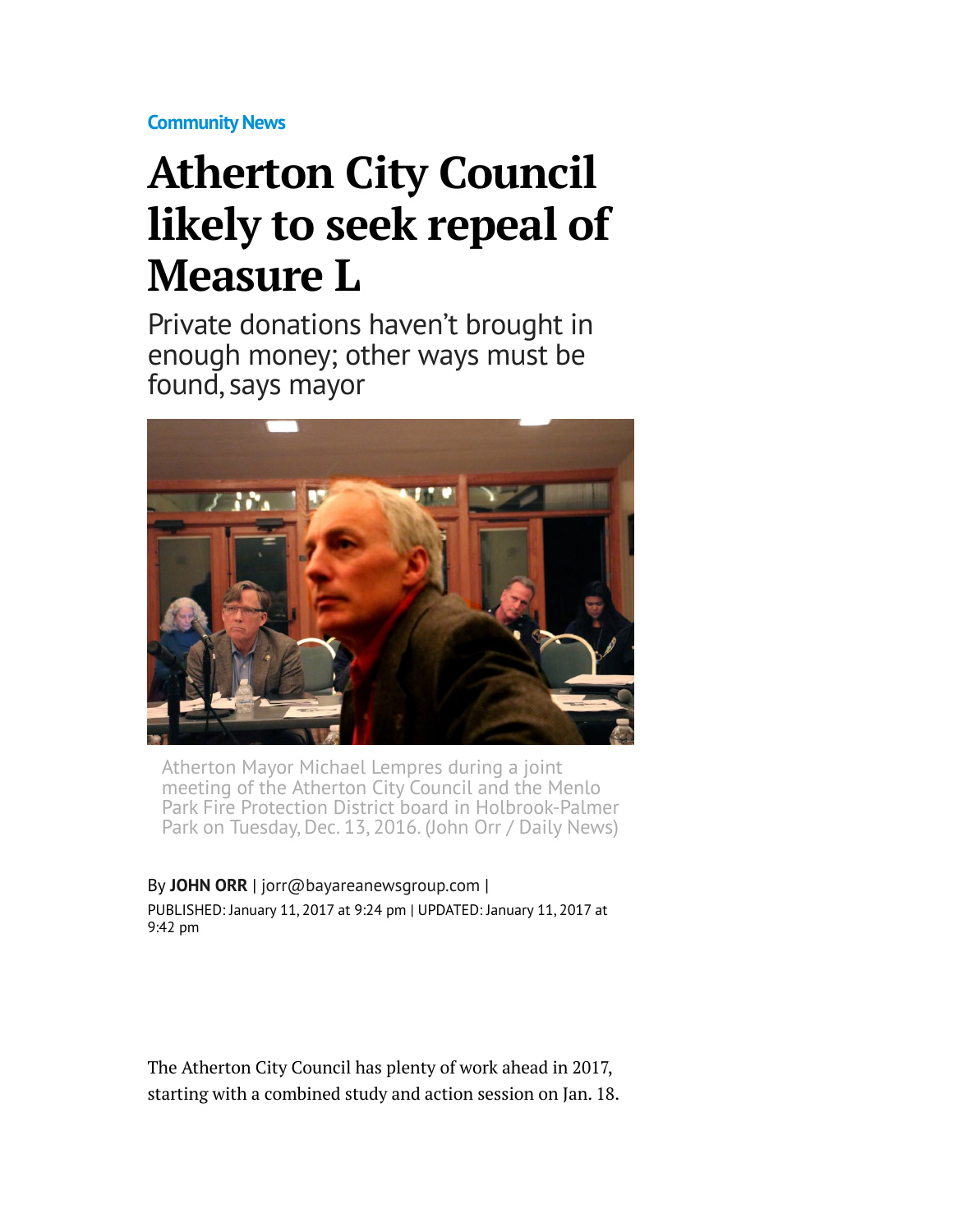Community News

# Atherton City Council likely to seek repeal of Measure L

## Private donations haven't brought in enough money; other ways must be found, says mayor

Atherton Mayor Michael Lempres during a joint meeting of the Atherton City Council and the Menlo Park Fire Protection District board in Holbrook-Palmer Park on Tuesday, Dec. 13, 2016. (John Orr / Daily News)

By **JOHN ORR** | jorr@bayareanewsgroup.com |
PUBLISHED: January 11, 2017 at 9:24 pm | UPDATED: January 11, 2017 at 9:42 pm

The Atherton City Council has plenty of work ahead in 2017, starting with a combined study and action session on Jan. 18.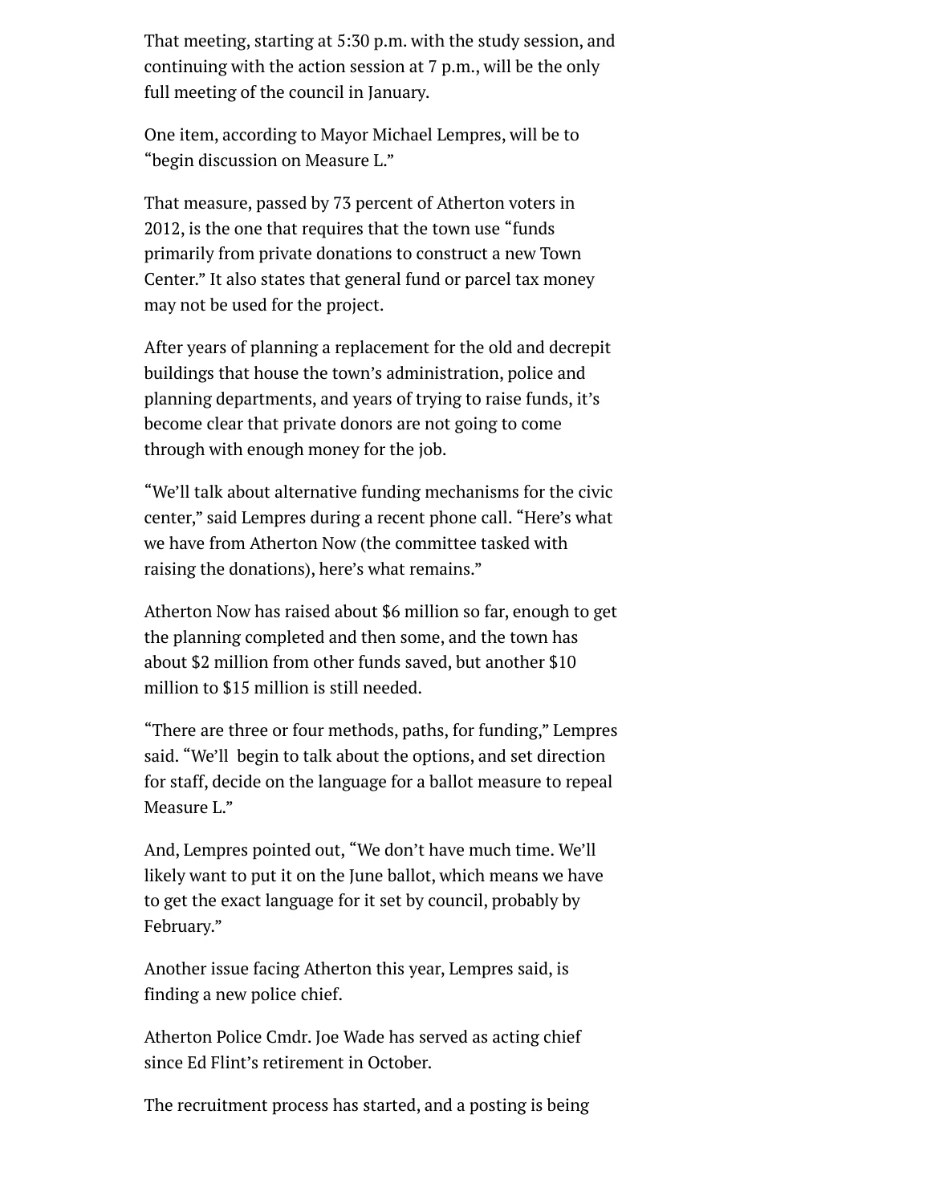That meeting, starting at 5:30 p.m. with the study session, and continuing with the action session at 7 p.m., will be the only full meeting of the council in January.

One item, according to Mayor Michael Lempres, will be to "begin discussion on Measure L."

That measure, passed by 73 percent of Atherton voters in 2012, is the one that requires that the town use "funds primarily from private donations to construct a new Town Center." It also states that general fund or parcel tax money may not be used for the project.

After years of planning a replacement for the old and decrepit buildings that house the town's administration, police and planning departments, and years of trying to raise funds, it's become clear that private donors are not going to come through with enough money for the job.

"We'll talk about alternative funding mechanisms for the civic center," said Lempres during a recent phone call. "Here's what we have from Atherton Now (the committee tasked with raising the donations), here's what remains."

Atherton Now has raised about $6 million so far, enough to get the planning completed and then some, and the town has about $2 million from other funds saved, but another $10 million to $15 million is still needed.

"There are three or four methods, paths, for funding," Lempres said. "We'll begin to talk about the options, and set direction for staff, decide on the language for a ballot measure to repeal Measure L."

And, Lempres pointed out, "We don't have much time. We'll likely want to put it on the June ballot, which means we have to get the exact language for it set by council, probably by February."

Another issue facing Atherton this year, Lempres said, is finding a new police chief.

Atherton Police Cmdr. Joe Wade has served as acting chief since Ed Flint's retirement in October.

The recruitment process has started, and a posting is being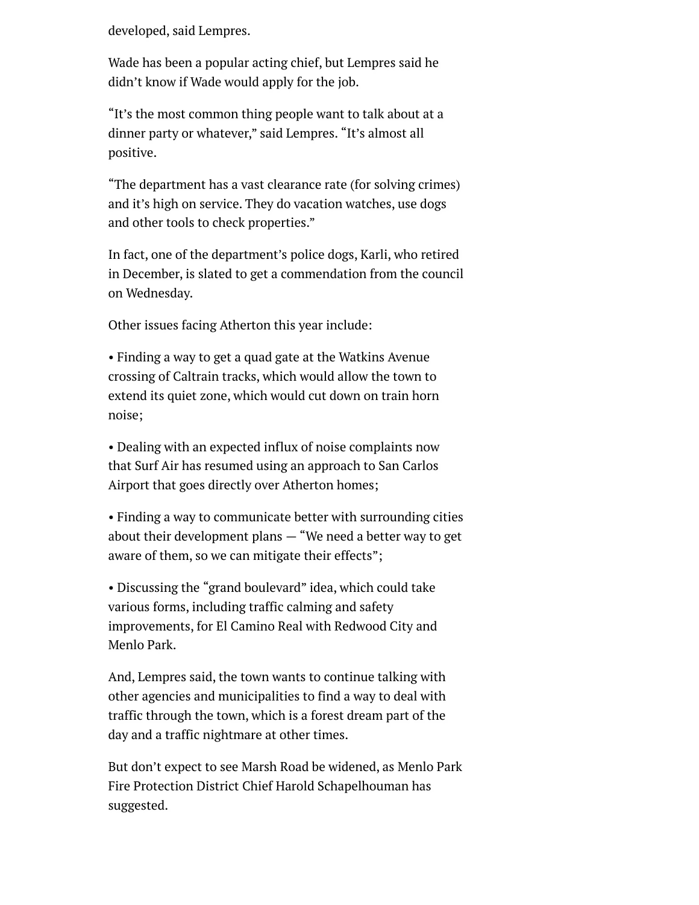developed, said Lempres.

Wade has been a popular acting chief, but Lempres said he didn't know if Wade would apply for the job.

"It's the most common thing people want to talk about at a dinner party or whatever," said Lempres. "It's almost all positive.

"The department has a vast clearance rate (for solving crimes) and it's high on service. They do vacation watches, use dogs and other tools to check properties."

In fact, one of the department's police dogs, Karli, who retired in December, is slated to get a commendation from the council on Wednesday.

Other issues facing Atherton this year include:

• Finding a way to get a quad gate at the Watkins Avenue crossing of Caltrain tracks, which would allow the town to extend its quiet zone, which would cut down on train horn noise;

• Dealing with an expected influx of noise complaints now that Surf Air has resumed using an approach to San Carlos Airport that goes directly over Atherton homes;

• Finding a way to communicate better with surrounding cities about their development plans — "We need a better way to get aware of them, so we can mitigate their effects";

• Discussing the "grand boulevard" idea, which could take various forms, including traffic calming and safety improvements, for El Camino Real with Redwood City and Menlo Park.

And, Lempres said, the town wants to continue talking with other agencies and municipalities to find a way to deal with traffic through the town, which is a forest dream part of the day and a traffic nightmare at other times.

But don't expect to see Marsh Road be widened, as Menlo Park Fire Protection District Chief Harold Schapelhouman has suggested.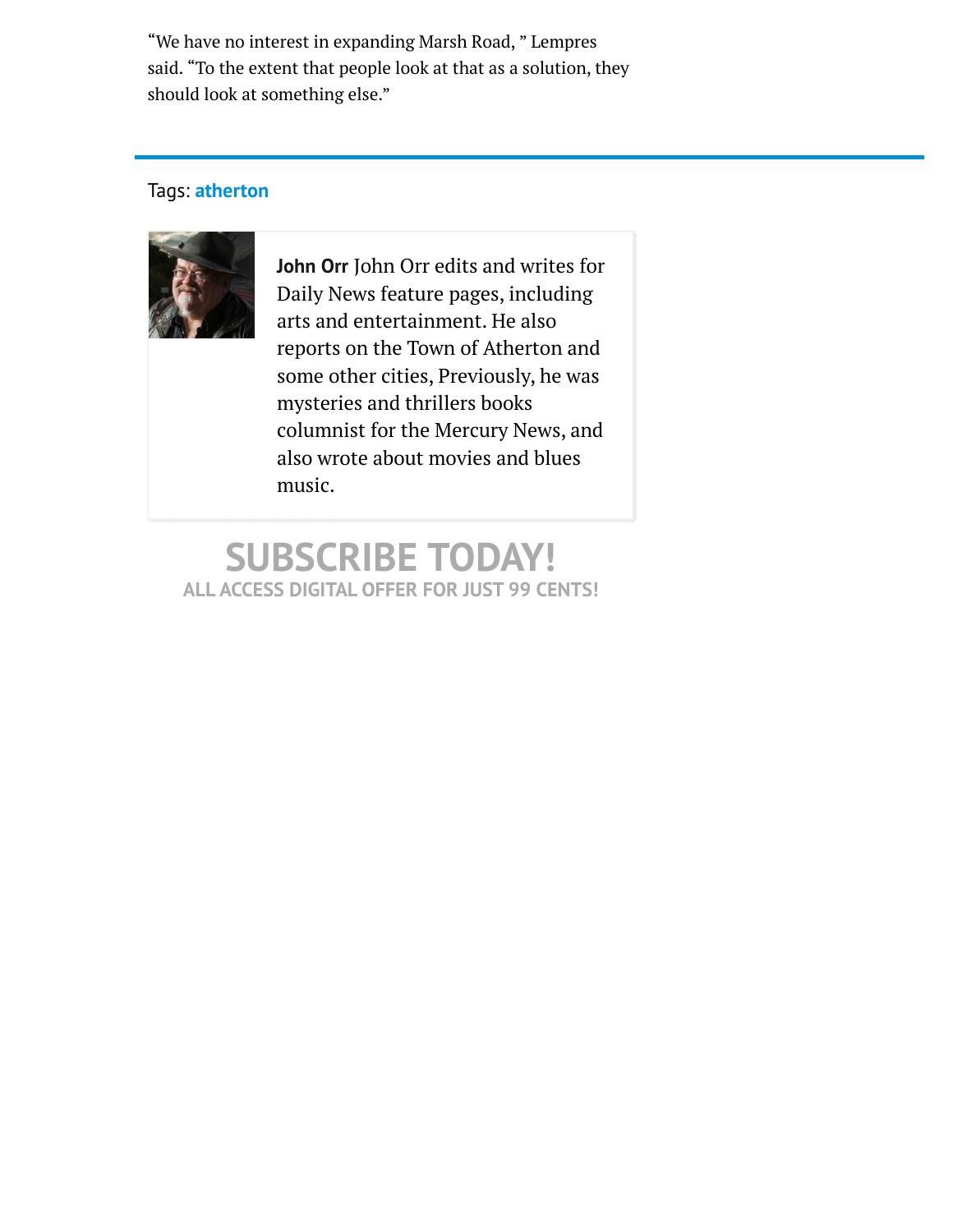"We have no interest in expanding Marsh Road, " Lempres said. "To the extent that people look at that as a solution, they should look at something else."

---

Tags: **atherton**

**John Orr** John Orr edits and writes for Daily News feature pages, including arts and entertainment. He also reports on the Town of Atherton and some other cities, Previously, he was mysteries and thrillers books columnist for the Mercury News, and also wrote about movies and blues music.

**SUBSCRIBE TODAY!**

**ALL ACCESS DIGITAL OFFER FOR JUST 99 CENTS!**